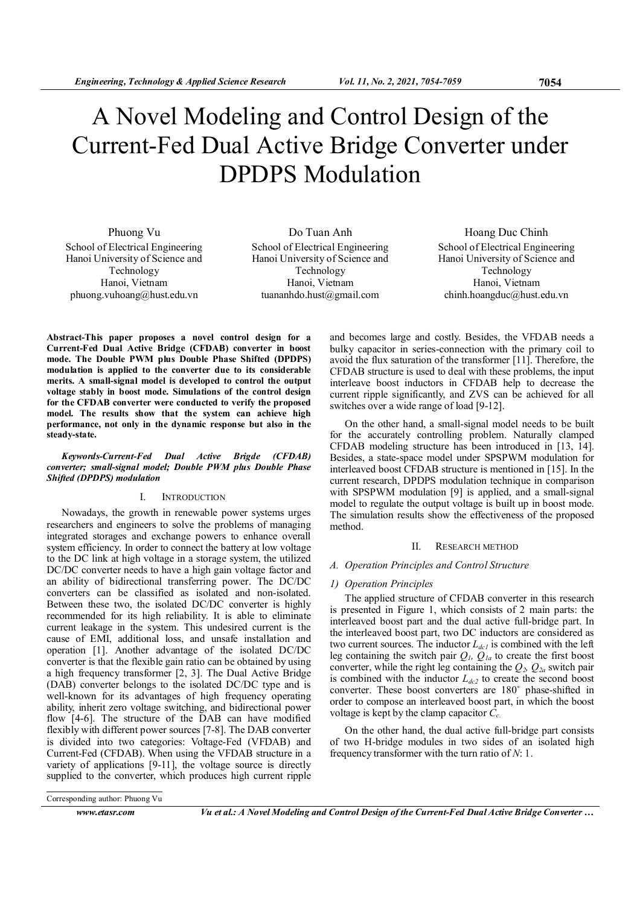# A Novel Modeling and Control Design of the Current-Fed Dual Active Bridge Converter under DPDPS Modulation

Phuong Vu
School of Electrical Engineering
Hanoi University of Science and Technology
Hanoi, Vietnam
phuong.vuhoang@hust.edu.vn

Do Tuan Anh
School of Electrical Engineering
Hanoi University of Science and Technology
Hanoi, Vietnam
tuananhdo.hust@gmail.com

Hoang Duc Chinh
School of Electrical Engineering
Hanoi University of Science and Technology
Hanoi, Vietnam
chinh.hoangduc@hust.edu.vn

**Abstract-This paper proposes a novel control design for a Current-Fed Dual Active Bridge (CFDAB) converter in boost mode. The Double PWM plus Double Phase Shifted (DPDPS) modulation is applied to the converter due to its considerable merits. A small-signal model is developed to control the output voltage stably in boost mode. Simulations of the control design for the CFDAB converter were conducted to verify the proposed model. The results show that the system can achieve high performance, not only in the dynamic response but also in the steady-state.**

***Keywords-Current-Fed Dual Active Brigde (CFDAB) converter; small-signal model; Double PWM plus Double Phase Shifted (DPDPS) modulation***

## I. Introduction

Nowadays, the growth in renewable power systems urges researchers and engineers to solve the problems of managing integrated storages and exchange powers to enhance overall system efficiency. In order to connect the battery at low voltage to the DC link at high voltage in a storage system, the utilized DC/DC converter needs to have a high gain voltage factor and an ability of bidirectional transferring power. The DC/DC converters can be classified as isolated and non-isolated. Between these two, the isolated DC/DC converter is highly recommended for its high reliability. It is able to eliminate current leakage in the system. This undesired current is the cause of EMI, additional loss, and unsafe installation and operation [1]. Another advantage of the isolated DC/DC converter is that the flexible gain ratio can be obtained by using a high frequency transformer [2, 3]. The Dual Active Bridge (DAB) converter belongs to the isolated DC/DC type and is well-known for its advantages of high frequency operating ability, inherit zero voltage switching, and bidirectional power flow [4-6]. The structure of the DAB can have modified flexibly with different power sources [7-8]. The DAB converter is divided into two categories: Voltage-Fed (VFDAB) and Current-Fed (CFDAB). When using the VFDAB structure in a variety of applications [9-11], the voltage source is directly supplied to the converter, which produces high current ripple and becomes large and costly. Besides, the VFDAB needs a bulky capacitor in series-connection with the primary coil to avoid the flux saturation of the transformer [11]. Therefore, the CFDAB structure is used to deal with these problems, the input interleave boost inductors in CFDAB help to decrease the current ripple significantly, and ZVS can be achieved for all switches over a wide range of load [9-12].

On the other hand, a small-signal model needs to be built for the accurately controlling problem. Naturally clamped CFDAB modeling structure has been introduced in [13, 14]. Besides, a state-space model under SPSPWM modulation for interleaved boost CFDAB structure is mentioned in [15]. In the current research, DPDPS modulation technique in comparison with SPSPWM modulation [9] is applied, and a small-signal model to regulate the output voltage is built up in boost mode. The simulation results show the effectiveness of the proposed method.

## II. Research Method

### A. Operation Principles and Control Structure

#### 1) Operation Principles

The applied structure of CFDAB converter in this research is presented in Figure 1, which consists of 2 main parts: the interleaved boost part and the dual active full-bridge part. In the interleaved boost part, two DC inductors are considered as two current sources. The inductor $L_{dc1}$ is combined with the left leg containing the switch pair $Q_1$, $Q_{1a}$ to create the first boost converter, while the right leg containing the $Q_2$, $Q_{2a}$ switch pair is combined with the inductor $L_{dc2}$ to create the second boost converter. These boost converters are 180° phase-shifted in order to compose an interleaved boost part, in which the boost voltage is kept by the clamp capacitor $C_c$.

On the other hand, the dual active full-bridge part consists of two H-bridge modules in two sides of an isolated high frequency transformer with the turn ratio of $N$: 1.

Corresponding author: Phuong Vu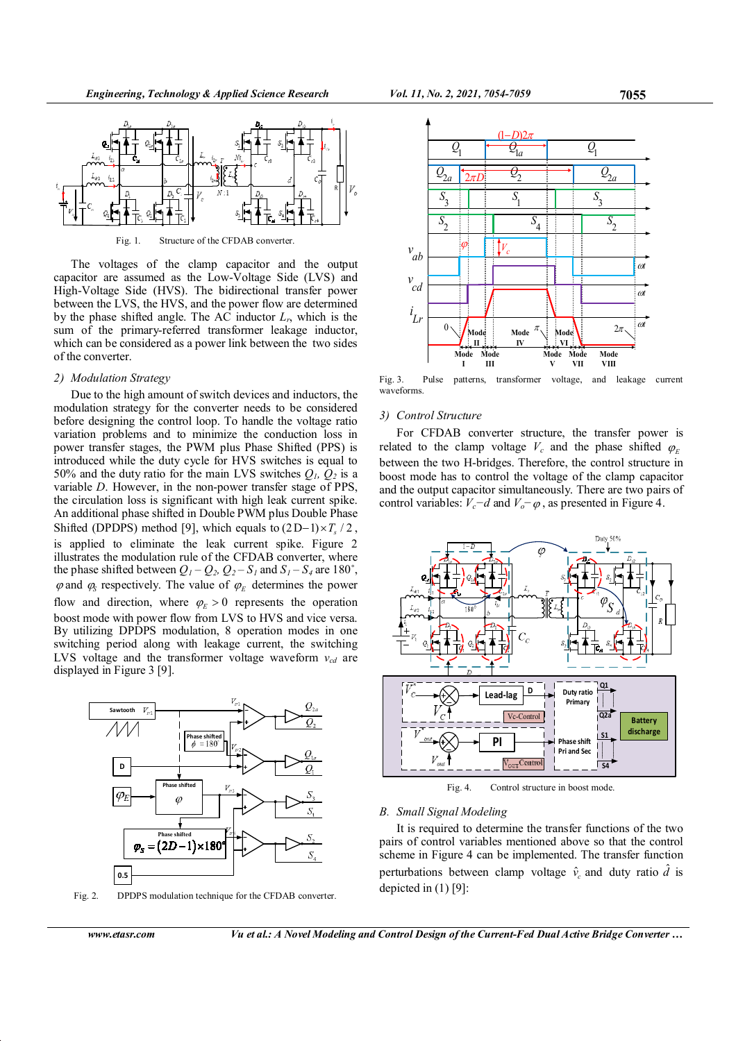Fig. 1. Structure of the CFDAB converter.

The voltages of the clamp capacitor and the output capacitor are assumed as the Low-Voltage Side (LVS) and High-Voltage Side (HVS). The bidirectional transfer power between the LVS, the HVS, and the power flow are determined by the phase shifted angle. The AC inductor $L_r$, which is the sum of the primary-referred transformer leakage inductor, which can be considered as a power link between the two sides of the converter.

### 2) Modulation Strategy

Due to the high amount of switch devices and inductors, the modulation strategy for the converter needs to be considered before designing the control loop. To handle the voltage ratio variation problems and to minimize the conduction loss in power transfer stages, the PWM plus Phase Shifted (PPS) is introduced while the duty cycle for HVS switches is equal to 50% and the duty ratio for the main LVS switches $Q_1$, $Q_2$ is a variable $D$. However, in the non-power transfer stage of PPS, the circulation loss is significant with high leak current spike. An additional phase shifted in Double PWM plus Double Phase Shifted (DPDPS) method [9], which equals to $(2D-1)\times T_s/2$, is applied to eliminate the leak current spike. Figure 2 illustrates the modulation rule of the CFDAB converter, where the phase shifted between $Q_1-Q_2$, $Q_2-S_1$ and $S_1-S_4$ are 180˚, $\varphi$ and $\varphi_S$ respectively. The value of $\varphi_E$ determines the power flow and direction, where $\varphi_E>0$ represents the operation boost mode with power flow from LVS to HVS and vice versa. By utilizing DPDPS modulation, 8 operation modes in one switching period along with leakage current, the switching LVS voltage and the transformer voltage waveform $v_{cd}$ are displayed in Figure 3 [9].

Fig. 2. DPDPS modulation technique for the CFDAB converter.

Fig. 3. Pulse patterns, transformer voltage, and leakage current waveforms.

### 3) Control Structure

For CFDAB converter structure, the transfer power is related to the clamp voltage $V_c$ and the phase shifted $\varphi_E$ between the two H-bridges. Therefore, the control structure in boost mode has to control the voltage of the clamp capacitor and the output capacitor simultaneously. There are two pairs of control variables: $V_c-d$ and $V_o-\varphi$, as presented in Figure 4.

Fig. 4. Control structure in boost mode.

## B. Small Signal Modeling

It is required to determine the transfer functions of the two pairs of control variables mentioned above so that the control scheme in Figure 4 can be implemented. The transfer function perturbations between clamp voltage $\hat{v}_c$ and duty ratio $\hat{d}$ is depicted in (1) [9]: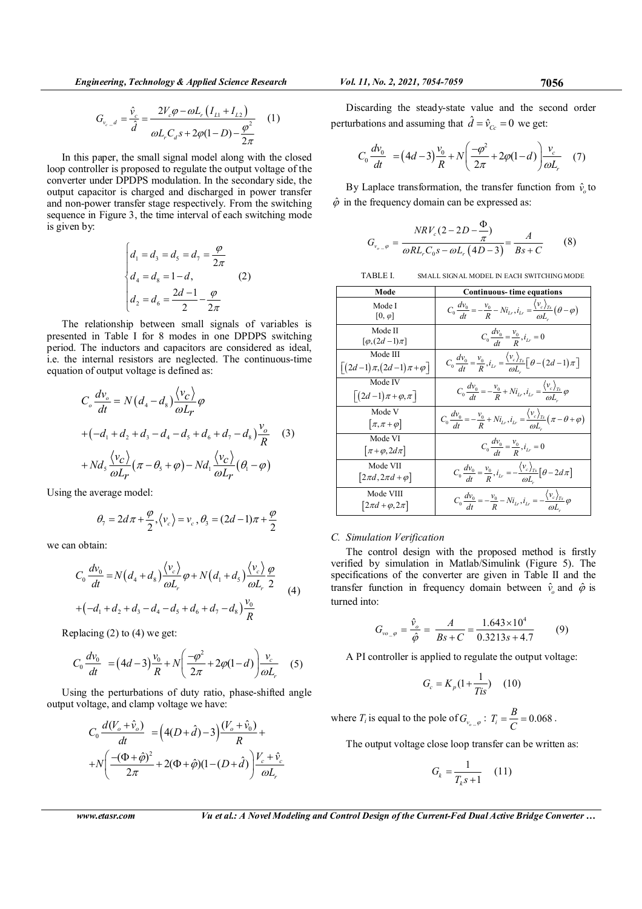$$G_{v_{c}\_d} = \frac{\hat{v}_c}{\hat{d}} = \frac{2V_c\varphi - \omega L_r\left(I_{L1} + I_{L2}\right)}{\omega L_r C_d s + 2\varphi(1-D) - \dfrac{\varphi^2}{2\pi}} \quad (1)$$

In this paper, the small signal model along with the closed loop controller is proposed to regulate the output voltage of the converter under DPDPS modulation. In the secondary side, the output capacitor is charged and discharged in power transfer and non-power transfer stage respectively. From the switching sequence in Figure 3, the time interval of each switching mode is given by:

$$\begin{cases} d_1 = d_3 = d_5 = d_7 = \dfrac{\varphi}{2\pi} \\ d_4 = d_8 = 1-d, \\ d_2 = d_6 = \dfrac{2d-1}{2} - \dfrac{\varphi}{2\pi} \end{cases} \quad (2)$$

The relationship between small signals of variables is presented in Table I for 8 modes in one DPDPS switching period. The inductors and capacitors are considered as ideal, i.e. the internal resistors are neglected. The continuous-time equation of output voltage is defined as:

$$\begin{aligned} C_o \frac{dv_o}{dt} &= N\left(d_4 - d_8\right)\frac{\langle v_C\rangle}{\omega L_r}\varphi \\ &+ \left(-d_1 + d_2 + d_3 - d_4 - d_5 + d_6 + d_7 - d_8\right)\frac{v_o}{R} \\ &+ Nd_5\frac{\langle v_C\rangle}{\omega L_r}\left(\pi - \theta_5 + \varphi\right) - Nd_1\frac{\langle v_C\rangle}{\omega L_r}\left(\theta_1 - \varphi\right) \end{aligned} \quad (3)$$

Using the average model:

$$\theta_7 = 2d\pi + \frac{\varphi}{2}, \langle v_c\rangle = v_c, \theta_3 = (2d-1)\pi + \frac{\varphi}{2}$$

we can obtain:

$$\begin{aligned} C_0\frac{dv_0}{dt} &= N\left(d_4 + d_8\right)\frac{\langle v_c\rangle}{\omega L_r}\varphi + N\left(d_1 + d_5\right)\frac{\langle v_c\rangle}{\omega L_r}\frac{\varphi}{2} \\ &+ \left(-d_1 + d_2 + d_3 - d_4 - d_5 + d_6 + d_7 - d_8\right)\frac{v_0}{R} \end{aligned} \quad (4)$$

Replacing (2) to (4) we get:

$$C_0\frac{dv_0}{dt} = \left(4d-3\right)\frac{v_0}{R} + N\left(\frac{-\varphi^2}{2\pi} + 2\varphi(1-d)\right)\frac{v_c}{\omega L_r} \quad (5)$$

Using the perturbations of duty ratio, phase-shifted angle output voltage, and clamp voltage we have:

$$\begin{aligned} C_0\frac{d(V_o + \hat{v}_o)}{dt} &= \left(4(D+\hat{d}) - 3\right)\frac{(V_o + \hat{v}_0)}{R} + \\ &+ N\left(\frac{-(\Phi + \hat{\varphi})^2}{2\pi} + 2(\Phi + \hat{\varphi})(1 - (D + \hat{d})\right)\frac{V_c + \hat{v}_c}{\omega L_r} \end{aligned}$$

Discarding the steady-state value and the second order perturbations and assuming that $\hat{d} = \hat{v}_{Cc} = 0$ we get:

$$C_0\frac{dv_0}{dt} = \left(4d-3\right)\frac{v_0}{R} + N\left(\frac{-\varphi^2}{2\pi} + 2\varphi(1-d)\right)\frac{v_c}{\omega L_r} \quad (7)$$

By Laplace transformation, the transfer function from $\hat{v}_o$ to $\hat{\varphi}$ in the frequency domain can be expressed as:

$$G_{v_o\_\varphi} = \frac{NRV_c(2 - 2D - \dfrac{\Phi}{\pi})}{\omega RL_r C_0 s - \omega L_r\left(4D - 3\right)} = \frac{A}{Bs + C} \quad (8)$$

TABLE I. SMALL SIGNAL MODEL IN EACH SWITCHING MODE

| Mode | Continuous- time equations |
|---|---|
| Mode I $[0, \varphi]$ | $C_0\frac{dv_0}{dt} = -\frac{v_0}{R} - Ni_{Lr}, i_{Lr} = \frac{\langle v_c\rangle_{Ts}}{\omega L_r}(\theta - \varphi)$ |
| Mode II $[\varphi, (2d-1)\pi]$ | $C_0\frac{dv_0}{dt} = \frac{v_0}{R}, i_{Lr} = 0$ |
| Mode III $\left[(2d-1)\pi, (2d-1)\pi + \varphi\right]$ | $C_0\frac{dv_0}{dt} = \frac{v_0}{R}, i_{Lr} = \frac{\langle v_c\rangle_{Ts}}{\omega L_r}\left[\theta - (2d-1)\pi\right]$ |
| Mode IV $\left[(2d-1)\pi + \varphi, \pi\right]$ | $C_0\frac{dv_0}{dt} = -\frac{v_0}{R} + Ni_{Lr}, i_{Lr} = \frac{\langle v_c\rangle_{Ts}}{\omega L_r}\varphi$ |
| Mode V $\left[\pi, \pi + \varphi\right]$ | $C_0\frac{dv_0}{dt} = -\frac{v_0}{R} + Ni_{Lr}, i_{Lr} = \frac{\langle v_c\rangle_{Ts}}{\omega L_r}(\pi - \theta + \varphi)$ |
| Mode VI $\left[\pi + \varphi, 2d\pi\right]$ | $C_0\frac{dv_0}{dt} = \frac{v_0}{R}, i_{Lr} = 0$ |
| Mode VII $\left[2\pi d, 2\pi d + \varphi\right]$ | $C_0\frac{dv_0}{dt} = \frac{v_0}{R}, i_{Lr} = -\frac{\langle v_c\rangle_{Ts}}{\omega L_r}\left[\theta - 2d\pi\right]$ |
| Mode VIII $\left[2\pi d + \varphi, 2\pi\right]$ | $C_0\frac{dv_0}{dt} = -\frac{v_0}{R} - Ni_{Lr}, i_{Lr} = -\frac{\langle v_c\rangle_{Ts}}{\omega L_r}\varphi$ |

### C. Simulation Verification

The control design with the proposed method is firstly verified by simulation in Matlab/Simulink (Figure 5). The specifications of the converter are given in Table II and the transfer function in frequency domain between $\hat{v}_o$ and $\hat{\varphi}$ is turned into:

$$G_{vo\_\varphi} = \frac{\hat{v}_o}{\hat{\varphi}} = \frac{A}{Bs + C} = \frac{1.643 \times 10^4}{0.3213s + 4.7} \quad (9)$$

A PI controller is applied to regulate the output voltage:

$$G_c = K_p(1 + \frac{1}{Tis}) \quad (10)$$

where $T_i$ is equal to the pole of $G_{v_o\_\varphi}$: $T_i = \frac{B}{C} = 0.068$.

The output voltage close loop transfer can be written as:

$$G_k = \frac{1}{T_k s + 1} \quad (11)$$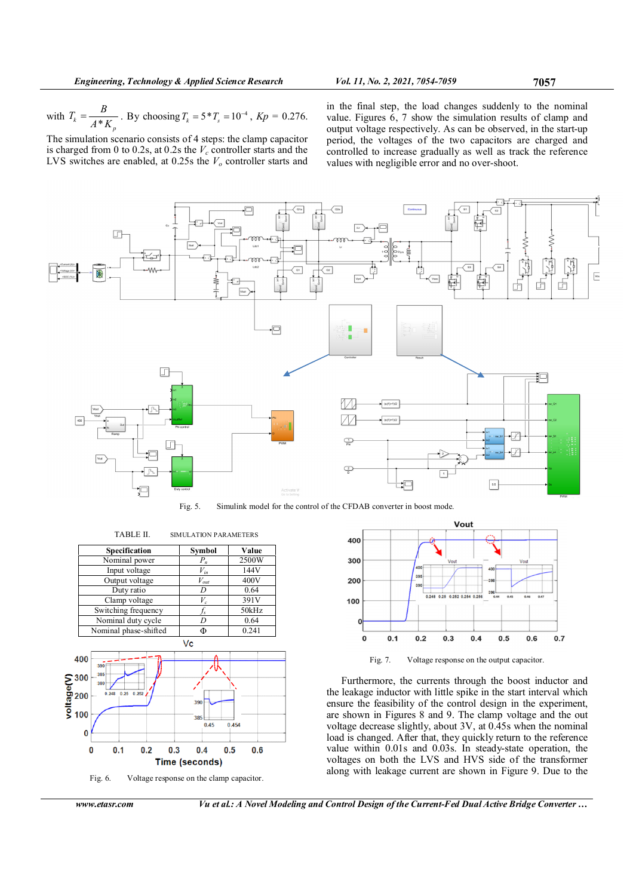with $T_k = \dfrac{B}{A * K_p}$. By choosing $T_k = 5 * T_s = 10^{-4}$, $Kp = 0.276$.

The simulation scenario consists of 4 steps: the clamp capacitor is charged from 0 to 0.2s, at 0.2s the $V_c$ controller starts and the LVS switches are enabled, at 0.25s the $V_o$ controller starts and in the final step, the load changes suddenly to the nominal value. Figures 6, 7 show the simulation results of clamp and output voltage respectively. As can be observed, in the start-up period, the voltages of the two capacitors are charged and controlled to increase gradually as well as track the reference values with negligible error and no over-shoot.

Fig. 5. Simulink model for the control of the CFDAB converter in boost mode.

TABLE II. SIMULATION PARAMETERS

| Specification | Symbol | Value |
|---|---|---|
| Nominal power | $P_n$ | 2500W |
| Input voltage | $V_{in}$ | 144V |
| Output voltage | $V_{out}$ | 400V |
| Duty ratio | $D$ | 0.64 |
| Clamp voltage | $V_c$ | 391V |
| Switching frequency | $f_s$ | 50kHz |
| Nominal duty cycle | $D$ | 0.64 |
| Nominal phase-shifted | $\Phi$ | 0.241 |

Fig. 6. Voltage response on the clamp capacitor.

Fig. 7. Voltage response on the output capacitor.

Furthermore, the currents through the boost inductor and the leakage inductor with little spike in the start interval which ensure the feasibility of the control design in the experiment, are shown in Figures 8 and 9. The clamp voltage and the out voltage decrease slightly, about 3V, at 0.45s when the nominal load is changed. After that, they quickly return to the reference value within 0.01s and 0.03s. In steady-state operation, the voltages on both the LVS and HVS side of the transformer along with leakage current are shown in Figure 9. Due to the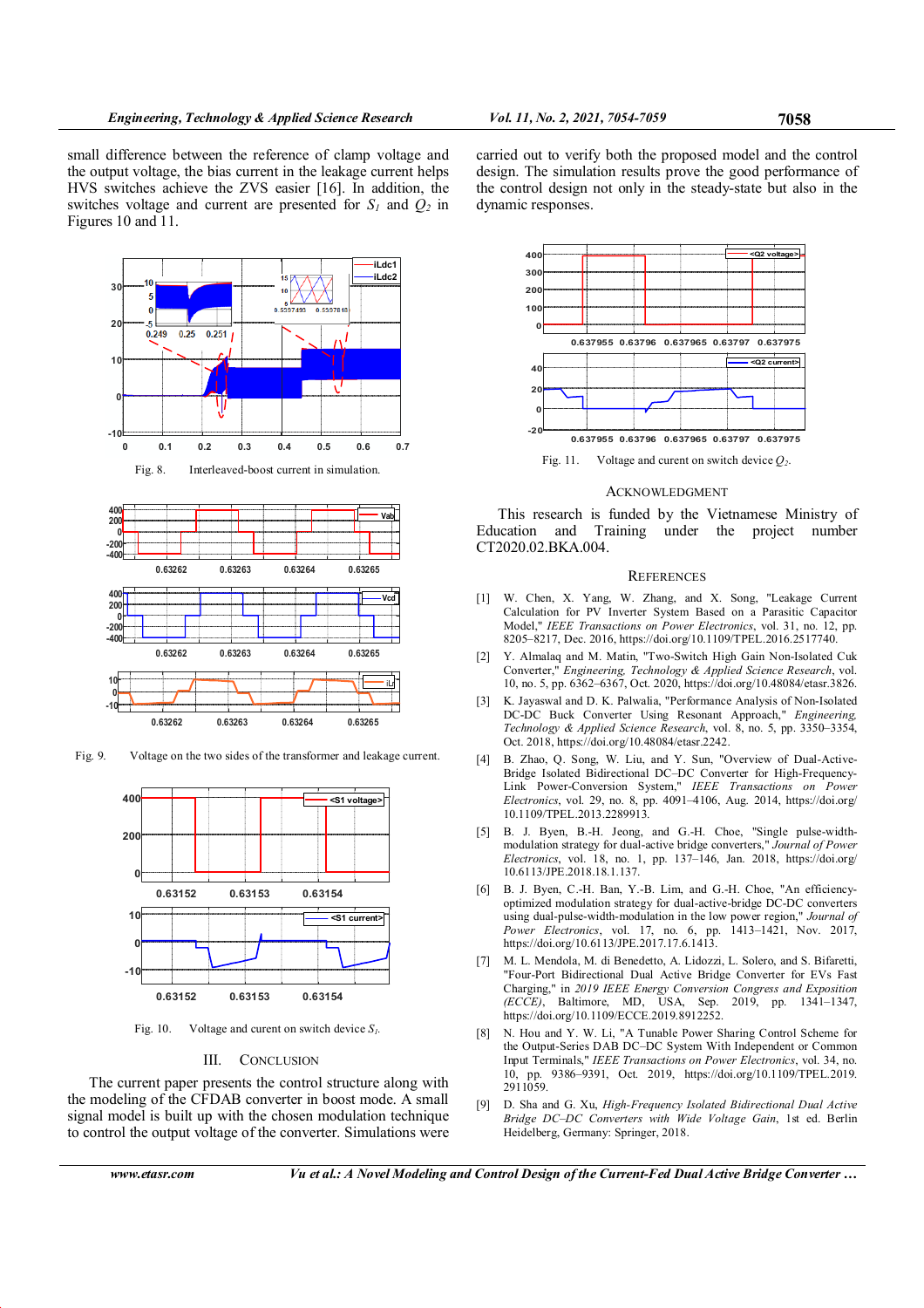small difference between the reference of clamp voltage and the output voltage, the bias current in the leakage current helps HVS switches achieve the ZVS easier [16]. In addition, the switches voltage and current are presented for $S_1$ and $Q_2$ in Figures 10 and 11.

Fig. 8. Interleaved-boost current in simulation.

Fig. 9. Voltage on the two sides of the transformer and leakage current.

Fig. 10. Voltage and current on switch device $S_1$.

## III. CONCLUSION

The current paper presents the control structure along with the modeling of the CFDAB converter in boost mode. A small signal model is built up with the chosen modulation technique to control the output voltage of the converter. Simulations were carried out to verify both the proposed model and the control design. The simulation results prove the good performance of the control design not only in the steady-state but also in the dynamic responses.

Fig. 11. Voltage and current on switch device $Q_2$.

## ACKNOWLEDGMENT

This research is funded by the Vietnamese Ministry of Education and Training under the project number CT2020.02.BKA.004.

## REFERENCES

[1] W. Chen, X. Yang, W. Zhang, and X. Song, "Leakage Current Calculation for PV Inverter System Based on a Parasitic Capacitor Model," *IEEE Transactions on Power Electronics*, vol. 31, no. 12, pp. 8205–8217, Dec. 2016, https://doi.org/10.1109/TPEL.2016.2517740.

[2] Y. Almalaq and M. Matin, "Two-Switch High Gain Non-Isolated Cuk Converter," *Engineering, Technology & Applied Science Research*, vol. 10, no. 5, pp. 6362–6367, Oct. 2020, https://doi.org/10.48084/etasr.3826.

[3] K. Jayaswal and D. K. Palwalia, "Performance Analysis of Non-Isolated DC-DC Buck Converter Using Resonant Approach," *Engineering, Technology & Applied Science Research*, vol. 8, no. 5, pp. 3350–3354, Oct. 2018, https://doi.org/10.48084/etasr.2242.

[4] B. Zhao, Q. Song, W. Liu, and Y. Sun, "Overview of Dual-Active-Bridge Isolated Bidirectional DC–DC Converter for High-Frequency-Link Power-Conversion System," *IEEE Transactions on Power Electronics*, vol. 29, no. 8, pp. 4091–4106, Aug. 2014, https://doi.org/10.1109/TPEL.2013.2289913.

[5] B. J. Byen, B.-H. Jeong, and G.-H. Choe, "Single pulse-width-modulation strategy for dual-active bridge converters," *Journal of Power Electronics*, vol. 18, no. 1, pp. 137–146, Jan. 2018, https://doi.org/10.6113/JPE.2018.18.1.137.

[6] B. J. Byen, C.-H. Ban, Y.-B. Lim, and G.-H. Choe, "An efficiency-optimized modulation strategy for dual-active-bridge DC-DC converters using dual-pulse-width-modulation in the low power region," *Journal of Power Electronics*, vol. 17, no. 6, pp. 1413–1421, Nov. 2017, https://doi.org/10.6113/JPE.2017.17.6.1413.

[7] M. L. Mendola, M. di Benedetto, A. Lidozzi, L. Solero, and S. Bifaretti, "Four-Port Bidirectional Dual Active Bridge Converter for EVs Fast Charging," in *2019 IEEE Energy Conversion Congress and Exposition (ECCE)*, Baltimore, MD, USA, Sep. 2019, pp. 1341–1347, https://doi.org/10.1109/ECCE.2019.8912252.

[8] N. Hou and Y. W. Li, "A Tunable Power Sharing Control Scheme for the Output-Series DAB DC–DC System With Independent or Common Input Terminals," *IEEE Transactions on Power Electronics*, vol. 34, no. 10, pp. 9386–9391, Oct. 2019, https://doi.org/10.1109/TPEL.2019.2911059.

[9] D. Sha and G. Xu, *High-Frequency Isolated Bidirectional Dual Active Bridge DC–DC Converters with Wide Voltage Gain*, 1st ed. Berlin Heidelberg, Germany: Springer, 2018.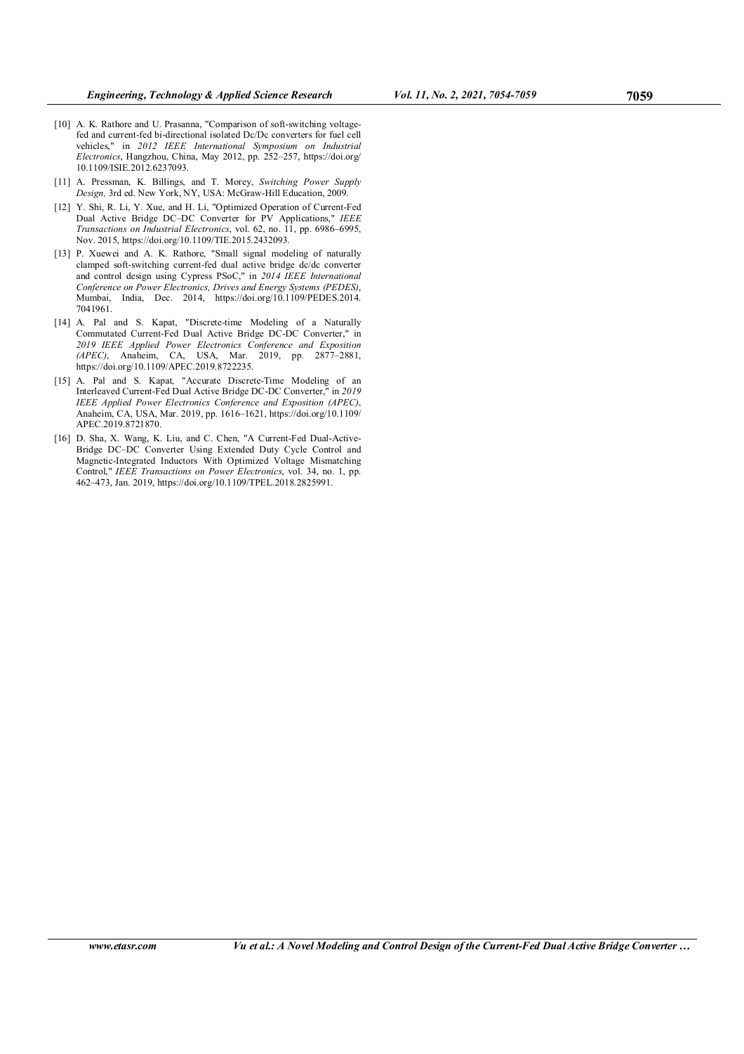[10] A. K. Rathore and U. Prasanna, "Comparison of soft-switching voltage-fed and current-fed bi-directional isolated Dc/Dc converters for fuel cell vehicles," in *2012 IEEE International Symposium on Industrial Electronics*, Hangzhou, China, May 2012, pp. 252–257, https://doi.org/10.1109/ISIE.2012.6237093.

[11] A. Pressman, K. Billings, and T. Morey, *Switching Power Supply Design,* 3rd ed. New York, NY, USA: McGraw-Hill Education, 2009.

[12] Y. Shi, R. Li, Y. Xue, and H. Li, "Optimized Operation of Current-Fed Dual Active Bridge DC–DC Converter for PV Applications," *IEEE Transactions on Industrial Electronics*, vol. 62, no. 11, pp. 6986–6995, Nov. 2015, https://doi.org/10.1109/TIE.2015.2432093.

[13] P. Xuewei and A. K. Rathore, "Small signal modeling of naturally clamped soft-switching current-fed dual active bridge dc/dc converter and control design using Cypress PSoC," in *2014 IEEE International Conference on Power Electronics, Drives and Energy Systems (PEDES)*, Mumbai, India, Dec. 2014, https://doi.org/10.1109/PEDES.2014.7041961.

[14] A. Pal and S. Kapat, "Discrete-time Modeling of a Naturally Commutated Current-Fed Dual Active Bridge DC-DC Converter," in *2019 IEEE Applied Power Electronics Conference and Exposition (APEC)*, Anaheim, CA, USA, Mar. 2019, pp. 2877–2881, https://doi.org/10.1109/APEC.2019.8722235.

[15] A. Pal and S. Kapat, "Accurate Discrete-Time Modeling of an Interleaved Current-Fed Dual Active Bridge DC-DC Converter," in *2019 IEEE Applied Power Electronics Conference and Exposition (APEC)*, Anaheim, CA, USA, Mar. 2019, pp. 1616–1621, https://doi.org/10.1109/APEC.2019.8721870.

[16] D. Sha, X. Wang, K. Liu, and C. Chen, "A Current-Fed Dual-Active-Bridge DC–DC Converter Using Extended Duty Cycle Control and Magnetic-Integrated Inductors With Optimized Voltage Mismatching Control," *IEEE Transactions on Power Electronics*, vol. 34, no. 1, pp. 462–473, Jan. 2019, https://doi.org/10.1109/TPEL.2018.2825991.